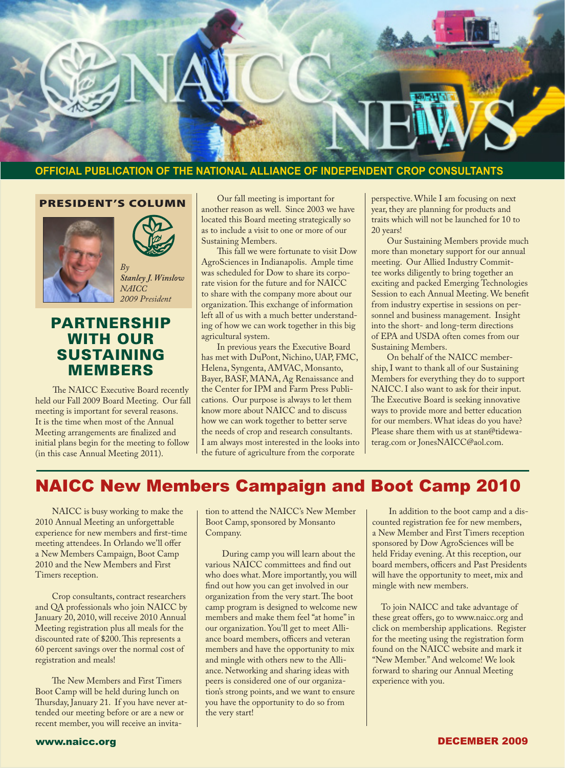# NAICC NEWS

**OFFICIAL PUBLICATION OF THE NATIONAL ALLIANCE OF INDEPENDENT CROP CONSULTANTS**

## PRESIDENT'S COLUMN

*By Stanley J. Winslow NAICC 2009 President*

## PARTNERSHIP WITH OUR SUSTAINING MEMBERS

The NAICC Executive Board recently held our Fall 2009 Board Meeting. Our fall meeting is important for several reasons. It is the time when most of the Annual Meeting arrangements are finalized and initial plans begin for the meeting to follow (in this case Annual Meeting 2011).

Our fall meeting is important for another reason as well. Since 2003 we have located this Board meeting strategically so as to include a visit to one or more of our Sustaining Members.

This fall we were fortunate to visit Dow AgroSciences in Indianapolis. Ample time was scheduled for Dow to share its corporate vision for the future and for NAICC to share with the company more about our organization. This exchange of information left all of us with a much better understanding of how we can work together in this big agricultural system.

In previous years the Executive Board has met with DuPont, Nichino, UAP, FMC, Helena, Syngenta, AMVAC, Monsanto, Bayer, BASF, MANA, Ag Renaissance and the Center for IPM and Farm Press Publications. Our purpose is always to let them know more about NAICC and to discuss how we can work together to better serve the needs of crop and research consultants. I am always most interested in the looks into the future of agriculture from the corporate perspective. While I am focusing on next year, they are planning for products and traits which will not be launched for 10 to 20 years!

Our Sustaining Members provide much more than monetary support for our annual meeting. Our Allied Industry Committee works diligently to bring together an exciting and packed Emerging Technologies Session to each Annual Meeting. We benefit from industry expertise in sessions on personnel and business management. Insight into the short- and long-term directions of EPA and USDA often comes from our Sustaining Members.

On behalf of the NAICC membership, I want to thank all of our Sustaining Members for everything they do to support NAICC. I also want to ask for their input. The Executive Board is seeking innovative ways to provide more and better education for our members. What ideas do you have? Please share them with us at stan@tidewaterag.com or JonesNAICC@aol.com.

## NAICC New Members Campaign and Boot Camp 2010

NAICC is busy working to make the 2010 Annual Meeting an unforgettable experience for new members and first-time meeting attendees. In Orlando we'll offer a New Members Campaign, Boot Camp 2010 and the New Members and First Timers reception.

Crop consultants, contract researchers and QA professionals who join NAICC by January 20, 2010, will receive 2010 Annual Meeting registration plus all meals for the discounted rate of $200. This represents a 60 percent savings over the normal cost of registration and meals!

The New Members and First Timers Boot Camp will be held during lunch on Thursday, January 21. If you have never attended our meeting before or are a new or recent member, you will receive an invitation to attend the NAICC's New Member Boot Camp, sponsored by Monsanto Company.

During camp you will learn about the various NAICC committees and find out who does what. More importantly, you will find out how you can get involved in our organization from the very start. The boot camp program is designed to welcome new members and make them feel "at home" in our organization. You'll get to meet Alliance board members, officers and veteran members and have the opportunity to mix and mingle with others new to the Alliance. Networking and sharing ideas with peers is considered one of our organization's strong points, and we want to ensure you have the opportunity to do so from the very start!

In addition to the boot camp and a discounted registration fee for new members, a New Member and First Timers reception sponsored by Dow AgroSciences will be held Friday evening. At this reception, our board members, officers and Past Presidents will have the opportunity to meet, mix and mingle with new members.

To join NAICC and take advantage of these great offers, go to www.naicc.org and click on membership applications. Register for the meeting using the registration form found on the NAICC website and mark it "New Member." And welcome! We look forward to sharing our Annual Meeting experience with you.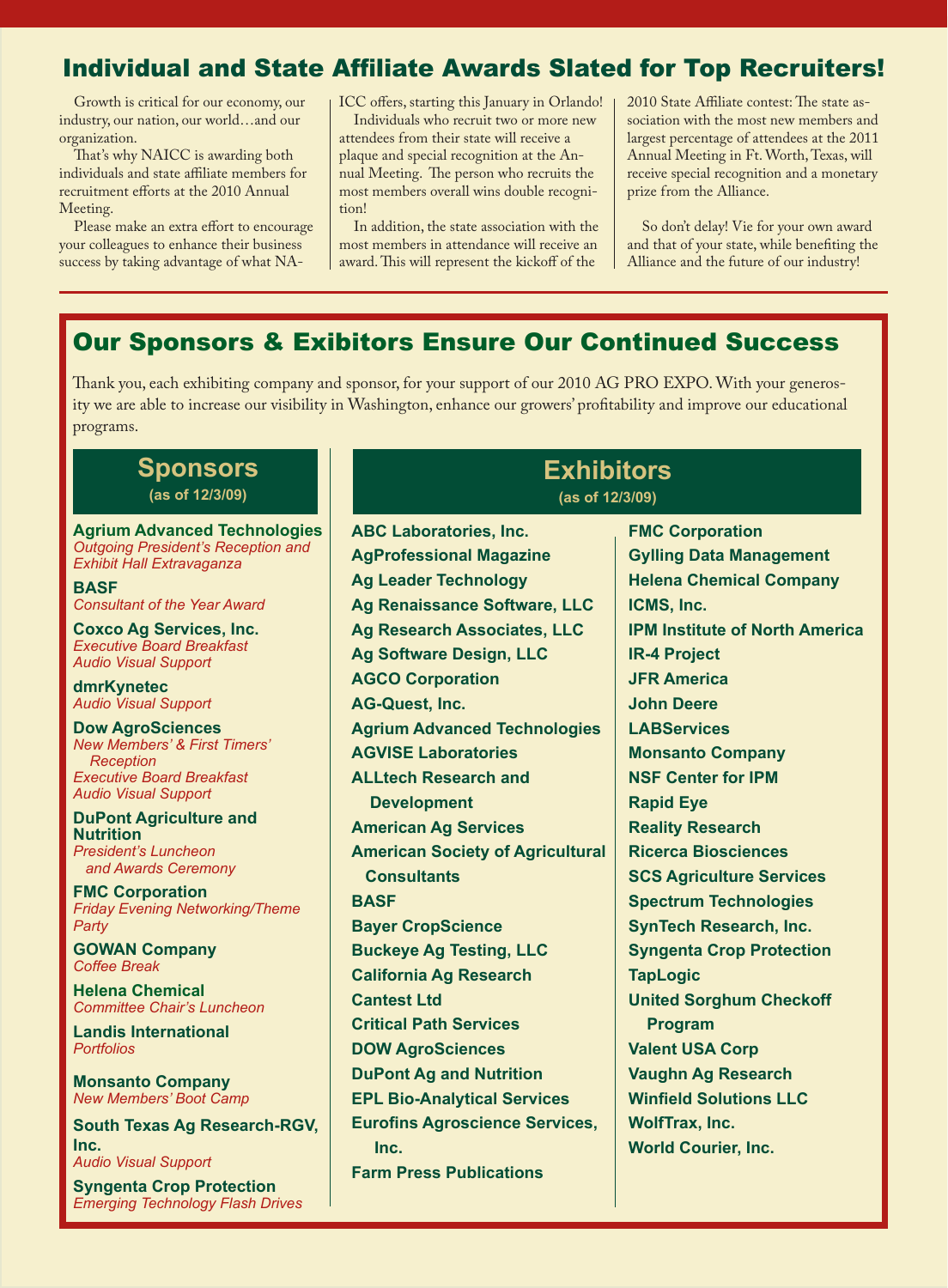## Individual and State Affiliate Awards Slated for Top Recruiters!

Growth is critical for our economy, our industry, our nation, our world…and our organization.

That's why NAICC is awarding both individuals and state affiliate members for recruitment efforts at the 2010 Annual Meeting.

Please make an extra effort to encourage your colleagues to enhance their business success by taking advantage of what NAICC offers, starting this January in Orlando!

Individuals who recruit two or more new attendees from their state will receive a plaque and special recognition at the Annual Meeting. The person who recruits the most members overall wins double recognition!

In addition, the state association with the most members in attendance will receive an award. This will represent the kickoff of the 2010 State Affiliate contest: The state association with the most new members and largest percentage of attendees at the 2011 Annual Meeting in Ft. Worth, Texas, will receive special recognition and a monetary prize from the Alliance.

So don't delay! Vie for your own award and that of your state, while benefiting the Alliance and the future of our industry!

## Our Sponsors & Exibitors Ensure Our Continued Success

Thank you, each exhibiting company and sponsor, for your support of our 2010 AG PRO EXPO. With your generosity we are able to increase our visibility in Washington, enhance our growers' profitability and improve our educational programs.

### Sponsors
(as of 12/3/09)

**Agrium Advanced Technologies**
*Outgoing President's Reception and Exhibit Hall Extravaganza*

**BASF**
*Consultant of the Year Award*

**Coxco Ag Services, Inc.**
*Executive Board Breakfast*
*Audio Visual Support*

**dmrKynetec**
*Audio Visual Support*

**Dow AgroSciences**
*New Members' & First Timers' Reception*
*Executive Board Breakfast*
*Audio Visual Support*

**DuPont Agriculture and Nutrition**
*President's Luncheon and Awards Ceremony*

**FMC Corporation**
*Friday Evening Networking/Theme Party*

**GOWAN Company**
*Coffee Break*

**Helena Chemical**
*Committee Chair's Luncheon*

**Landis International**
*Portfolios*

**Monsanto Company**
*New Members' Boot Camp*

**South Texas Ag Research-RGV, Inc.**
*Audio Visual Support*

**Syngenta Crop Protection**
*Emerging Technology Flash Drives*

### Exhibitors
(as of 12/3/09)

**ABC Laboratories, Inc.**
**AgProfessional Magazine**
**Ag Leader Technology**
**Ag Renaissance Software, LLC**
**Ag Research Associates, LLC**
**Ag Software Design, LLC**
**AGCO Corporation**
**AG-Quest, Inc.**
**Agrium Advanced Technologies**
**AGVISE Laboratories**
**ALLtech Research and Development**
**American Ag Services**
**American Society of Agricultural Consultants**
**BASF**
**Bayer CropScience**
**Buckeye Ag Testing, LLC**
**California Ag Research**
**Cantest Ltd**
**Critical Path Services**
**DOW AgroSciences**
**DuPont Ag and Nutrition**
**EPL Bio-Analytical Services**
**Eurofins Agroscience Services, Inc.**
**Farm Press Publications**
**FMC Corporation**
**Gylling Data Management**
**Helena Chemical Company**
**ICMS, Inc.**
**IPM Institute of North America**
**IR-4 Project**
**JFR America**
**John Deere**
**LABServices**
**Monsanto Company**
**NSF Center for IPM**
**Rapid Eye**
**Reality Research**
**Ricerca Biosciences**
**SCS Agriculture Services**
**Spectrum Technologies**
**SynTech Research, Inc.**
**Syngenta Crop Protection**
**TapLogic**
**United Sorghum Checkoff Program**
**Valent USA Corp**
**Vaughn Ag Research**
**Winfield Solutions LLC**
**WolfTrax, Inc.**
**World Courier, Inc.**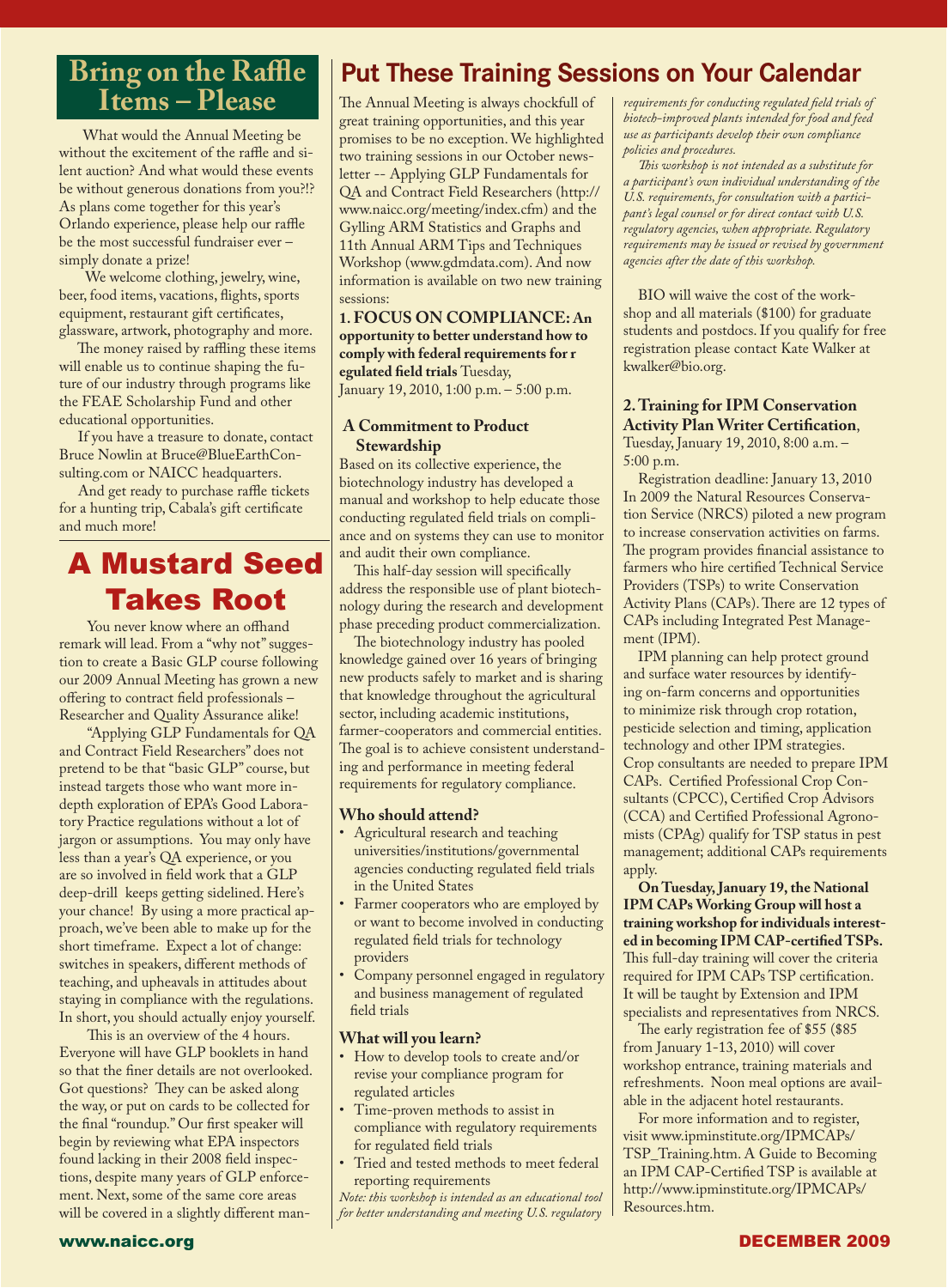## Bring on the Raffle Items – Please

What would the Annual Meeting be without the excitement of the raffle and silent auction? And what would these events be without generous donations from you?!? As plans come together for this year's Orlando experience, please help our raffle be the most successful fundraiser ever – simply donate a prize!

We welcome clothing, jewelry, wine, beer, food items, vacations, flights, sports equipment, restaurant gift certificates, glassware, artwork, photography and more.

The money raised by raffling these items will enable us to continue shaping the future of our industry through programs like the FEAE Scholarship Fund and other educational opportunities.

If you have a treasure to donate, contact Bruce Nowlin at Bruce@BlueEarthConsulting.com or NAICC headquarters.

And get ready to purchase raffle tickets for a hunting trip, Cabala's gift certificate and much more!

## A Mustard Seed Takes Root

You never know where an offhand remark will lead. From a "why not" suggestion to create a Basic GLP course following our 2009 Annual Meeting has grown a new offering to contract field professionals – Researcher and Quality Assurance alike!

"Applying GLP Fundamentals for QA and Contract Field Researchers" does not pretend to be that "basic GLP" course, but instead targets those who want more in-depth exploration of EPA's Good Laboratory Practice regulations without a lot of jargon or assumptions. You may only have less than a year's QA experience, or you are so involved in field work that a GLP deep-drill keeps getting sidelined. Here's your chance! By using a more practical approach, we've been able to make up for the short timeframe. Expect a lot of change: switches in speakers, different methods of teaching, and upheavals in attitudes about staying in compliance with the regulations. In short, you should actually enjoy yourself.

This is an overview of the 4 hours. Everyone will have GLP booklets in hand so that the finer details are not overlooked. Got questions? They can be asked along the way, or put on cards to be collected for the final "roundup." Our first speaker will begin by reviewing what EPA inspectors found lacking in their 2008 field inspections, despite many years of GLP enforcement. Next, some of the same core areas will be covered in a slightly different man-

## Put These Training Sessions on Your Calendar

The Annual Meeting is always chockfull of great training opportunities, and this year promises to be no exception. We highlighted two training sessions in our October newsletter -- Applying GLP Fundamentals for QA and Contract Field Researchers (http://www.naicc.org/meeting/index.cfm) and the Gylling ARM Statistics and Graphs and 11th Annual ARM Tips and Techniques Workshop (www.gdmdata.com). And now information is available on two new training sessions:

**1. FOCUS ON COMPLIANCE: An opportunity to better understand how to comply with federal requirements for r egulated field trials** Tuesday, January 19, 2010, 1:00 p.m. – 5:00 p.m.

### A Commitment to Product Stewardship

Based on its collective experience, the biotechnology industry has developed a manual and workshop to help educate those conducting regulated field trials on compliance and on systems they can use to monitor and audit their own compliance.

This half-day session will specifically address the responsible use of plant biotechnology during the research and development phase preceding product commercialization.

The biotechnology industry has pooled knowledge gained over 16 years of bringing new products safely to market and is sharing that knowledge throughout the agricultural sector, including academic institutions, farmer-cooperators and commercial entities. The goal is to achieve consistent understanding and performance in meeting federal requirements for regulatory compliance.

### Who should attend?

- Agricultural research and teaching universities/institutions/governmental agencies conducting regulated field trials in the United States
- Farmer cooperators who are employed by or want to become involved in conducting regulated field trials for technology providers
- Company personnel engaged in regulatory and business management of regulated field trials

### What will you learn?

- How to develop tools to create and/or revise your compliance program for regulated articles
- Time-proven methods to assist in compliance with regulatory requirements for regulated field trials
- Tried and tested methods to meet federal reporting requirements

*Note: this workshop is intended as an educational tool for better understanding and meeting U.S. regulatory requirements for conducting regulated field trials of biotech-improved plants intended for food and feed use as participants develop their own compliance policies and procedures.*

*This workshop is not intended as a substitute for a participant's own individual understanding of the U.S. requirements, for consultation with a participant's legal counsel or for direct contact with U.S. regulatory agencies, when appropriate. Regulatory requirements may be issued or revised by government agencies after the date of this workshop.*

BIO will waive the cost of the workshop and all materials ($100) for graduate students and postdocs. If you qualify for free registration please contact Kate Walker at kwalker@bio.org.

**2. Training for IPM Conservation Activity Plan Writer Certification**, Tuesday, January 19, 2010, 8:00 a.m. – 5:00 p.m.

Registration deadline: January 13, 2010

In 2009 the Natural Resources Conservation Service (NRCS) piloted a new program to increase conservation activities on farms. The program provides financial assistance to farmers who hire certified Technical Service Providers (TSPs) to write Conservation Activity Plans (CAPs). There are 12 types of CAPs including Integrated Pest Management (IPM).

IPM planning can help protect ground and surface water resources by identifying on-farm concerns and opportunities to minimize risk through crop rotation, pesticide selection and timing, application technology and other IPM strategies. Crop consultants are needed to prepare IPM CAPs. Certified Professional Crop Consultants (CPCC), Certified Crop Advisors (CCA) and Certified Professional Agronomists (CPAg) qualify for TSP status in pest management; additional CAPs requirements apply.

**On Tuesday, January 19, the National IPM CAPs Working Group will host a training workshop for individuals interested in becoming IPM CAP-certified TSPs.** This full-day training will cover the criteria required for IPM CAPs TSP certification. It will be taught by Extension and IPM specialists and representatives from NRCS.

The early registration fee of $55 ($85 from January 1-13, 2010) will cover workshop entrance, training materials and refreshments. Noon meal options are available in the adjacent hotel restaurants.

For more information and to register, visit www.ipminstitute.org/IPMCAPs/TSP_Training.htm. A Guide to Becoming an IPM CAP-Certified TSP is available at http://www.ipminstitute.org/IPMCAPs/Resources.htm.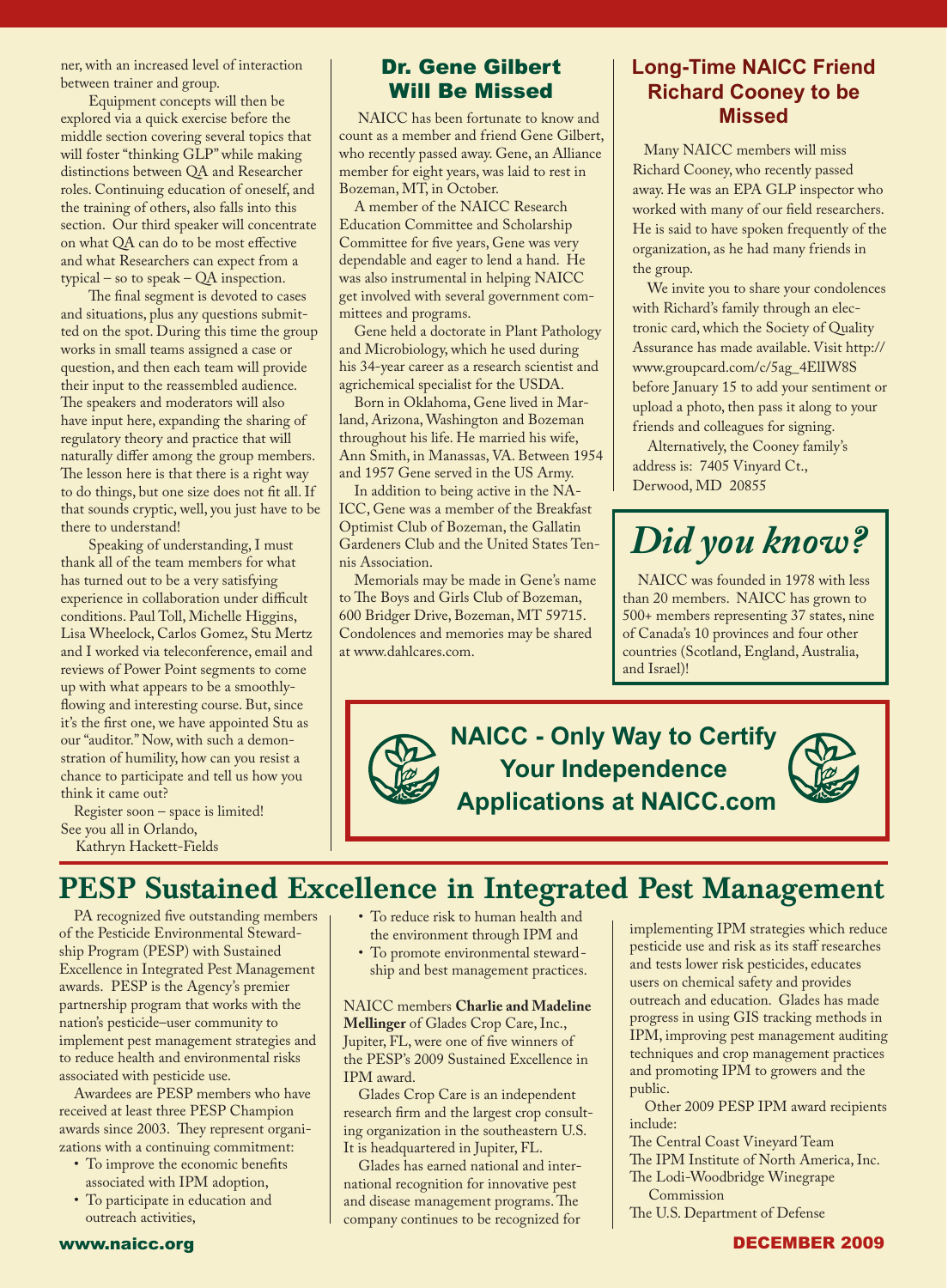ner, with an increased level of interaction between trainer and group.

Equipment concepts will then be explored via a quick exercise before the middle section covering several topics that will foster "thinking GLP" while making distinctions between QA and Researcher roles. Continuing education of oneself, and the training of others, also falls into this section. Our third speaker will concentrate on what QA can do to be most effective and what Researchers can expect from a typical – so to speak – QA inspection.

The final segment is devoted to cases and situations, plus any questions submitted on the spot. During this time the group works in small teams assigned a case or question, and then each team will provide their input to the reassembled audience. The speakers and moderators will also have input here, expanding the sharing of regulatory theory and practice that will naturally differ among the group members. The lesson here is that there is a right way to do things, but one size does not fit all. If that sounds cryptic, well, you just have to be there to understand!

Speaking of understanding, I must thank all of the team members for what has turned out to be a very satisfying experience in collaboration under difficult conditions. Paul Toll, Michelle Higgins, Lisa Wheelock, Carlos Gomez, Stu Mertz and I worked via teleconference, email and reviews of Power Point segments to come up with what appears to be a smoothly-flowing and interesting course. But, since it's the first one, we have appointed Stu as our "auditor." Now, with such a demonstration of humility, how can you resist a chance to participate and tell us how you think it came out?

Register soon – space is limited!
See you all in Orlando,
Kathryn Hackett-Fields

## Dr. Gene Gilbert Will Be Missed

NAICC has been fortunate to know and count as a member and friend Gene Gilbert, who recently passed away. Gene, an Alliance member for eight years, was laid to rest in Bozeman, MT, in October.

A member of the NAICC Research Education Committee and Scholarship Committee for five years, Gene was very dependable and eager to lend a hand. He was also instrumental in helping NAICC get involved with several government committees and programs.

Gene held a doctorate in Plant Pathology and Microbiology, which he used during his 34-year career as a research scientist and agrichemical specialist for the USDA.

Born in Oklahoma, Gene lived in Marland, Arizona, Washington and Bozeman throughout his life. He married his wife, Ann Smith, in Manassas, VA. Between 1954 and 1957 Gene served in the US Army.

In addition to being active in the NAICC, Gene was a member of the Breakfast Optimist Club of Bozeman, the Gallatin Gardeners Club and the United States Tennis Association.

Memorials may be made in Gene's name to The Boys and Girls Club of Bozeman, 600 Bridger Drive, Bozeman, MT 59715. Condolences and memories may be shared at www.dahlcares.com.

## Long-Time NAICC Friend Richard Cooney to be Missed

Many NAICC members will miss Richard Cooney, who recently passed away. He was an EPA GLP inspector who worked with many of our field researchers. He is said to have spoken frequently of the organization, as he had many friends in the group.

We invite you to share your condolences with Richard's family through an electronic card, which the Society of Quality Assurance has made available. Visit http://www.groupcard.com/c/5ag_4ElIW8S before January 15 to add your sentiment or upload a photo, then pass it along to your friends and colleagues for signing.

Alternatively, the Cooney family's address is: 7405 Vinyard Ct., Derwood, MD 20855

## *Did you know?*

NAICC was founded in 1978 with less than 20 members. NAICC has grown to 500+ members representing 37 states, nine of Canada's 10 provinces and four other countries (Scotland, England, Australia, and Israel)!

**NAICC - Only Way to Certify Your Independence**
**Applications at NAICC.com**

# PESP Sustained Excellence in Integrated Pest Management

PA recognized five outstanding members of the Pesticide Environmental Stewardship Program (PESP) with Sustained Excellence in Integrated Pest Management awards. PESP is the Agency's premier partnership program that works with the nation's pesticide–user community to implement pest management strategies and to reduce health and environmental risks associated with pesticide use.

Awardees are PESP members who have received at least three PESP Champion awards since 2003. They represent organizations with a continuing commitment:

- To improve the economic benefits associated with IPM adoption,
- To participate in education and outreach activities,
- To reduce risk to human health and the environment through IPM and
- To promote environmental stewardship and best management practices.

NAICC members **Charlie and Madeline Mellinger** of Glades Crop Care, Inc., Jupiter, FL, were one of five winners of the PESP's 2009 Sustained Excellence in IPM award.

Glades Crop Care is an independent research firm and the largest crop consulting organization in the southeastern U.S. It is headquartered in Jupiter, FL.

Glades has earned national and international recognition for innovative pest and disease management programs. The company continues to be recognized for implementing IPM strategies which reduce pesticide use and risk as its staff researches and tests lower risk pesticides, educates users on chemical safety and provides outreach and education. Glades has made progress in using GIS tracking methods in IPM, improving pest management auditing techniques and crop management practices and promoting IPM to growers and the public.

Other 2009 PESP IPM award recipients include:

The Central Coast Vineyard Team
The IPM Institute of North America, Inc.
The Lodi-Woodbridge Winegrape Commission
The U.S. Department of Defense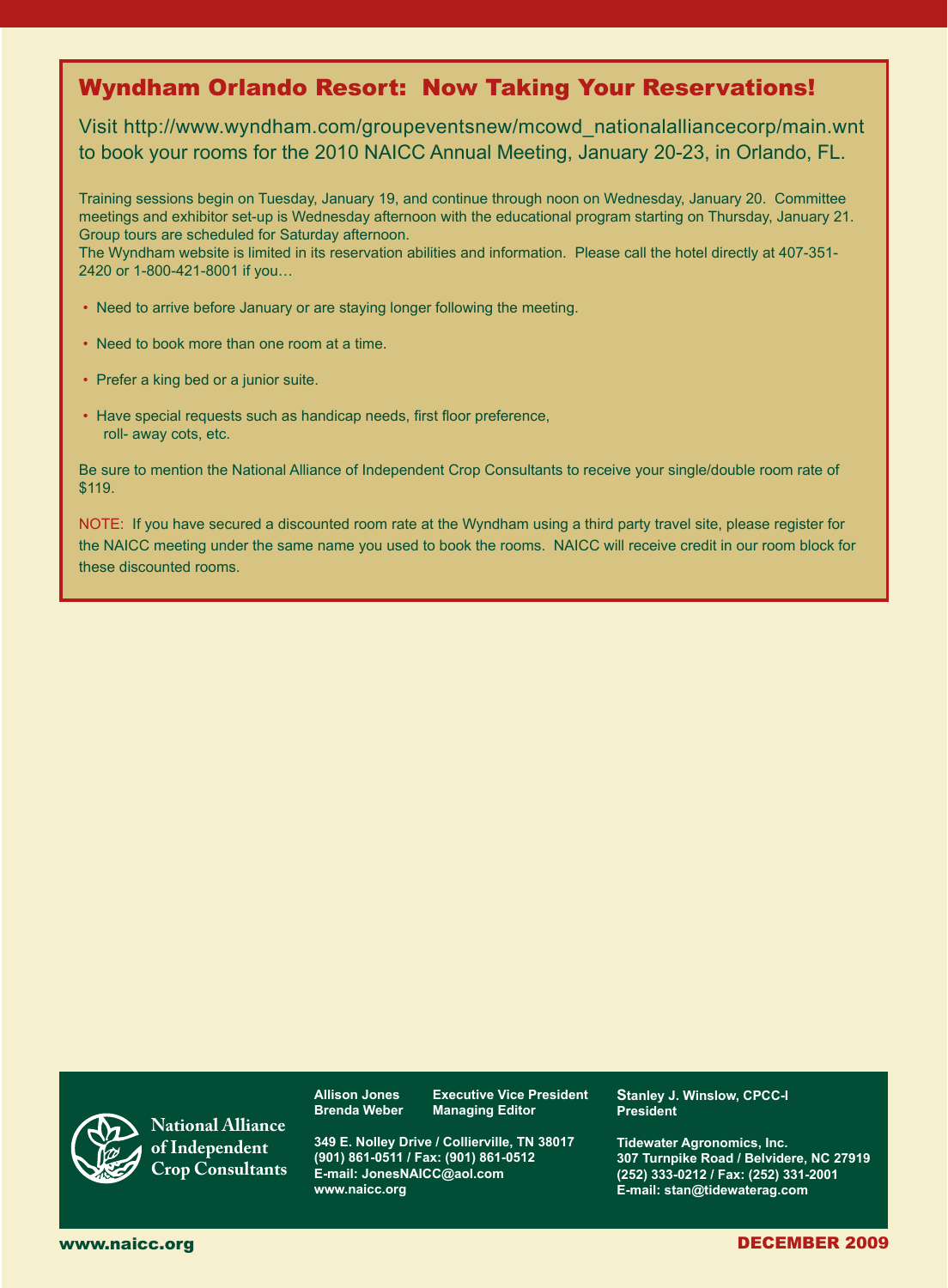## Wyndham Orlando Resort: Now Taking Your Reservations!

Visit http://www.wyndham.com/groupeventsnew/mcowd_nationalalliancecorp/main.wnt to book your rooms for the 2010 NAICC Annual Meeting, January 20-23, in Orlando, FL.

Training sessions begin on Tuesday, January 19, and continue through noon on Wednesday, January 20. Committee meetings and exhibitor set-up is Wednesday afternoon with the educational program starting on Thursday, January 21. Group tours are scheduled for Saturday afternoon.

The Wyndham website is limited in its reservation abilities and information. Please call the hotel directly at 407-351-2420 or 1-800-421-8001 if you…

- Need to arrive before January or are staying longer following the meeting.
- Need to book more than one room at a time.
- Prefer a king bed or a junior suite.
- Have special requests such as handicap needs, first floor preference, roll- away cots, etc.

Be sure to mention the National Alliance of Independent Crop Consultants to receive your single/double room rate of $119.

NOTE: If you have secured a discounted room rate at the Wyndham using a third party travel site, please register for the NAICC meeting under the same name you used to book the rooms. NAICC will receive credit in our room block for these discounted rooms.

---

**National Alliance of Independent Crop Consultants**

**Allison Jones** — Executive Vice President
**Brenda Weber** — Managing Editor

349 E. Nolley Drive / Collierville, TN 38017
(901) 861-0511 / Fax: (901) 861-0512
E-mail: JonesNAICC@aol.com
www.naicc.org

**Stanley J. Winslow, CPCC-I**
President

Tidewater Agronomics, Inc.
307 Turnpike Road / Belvidere, NC 27919
(252) 333-0212 / Fax: (252) 331-2001
E-mail: stan@tidewaterag.com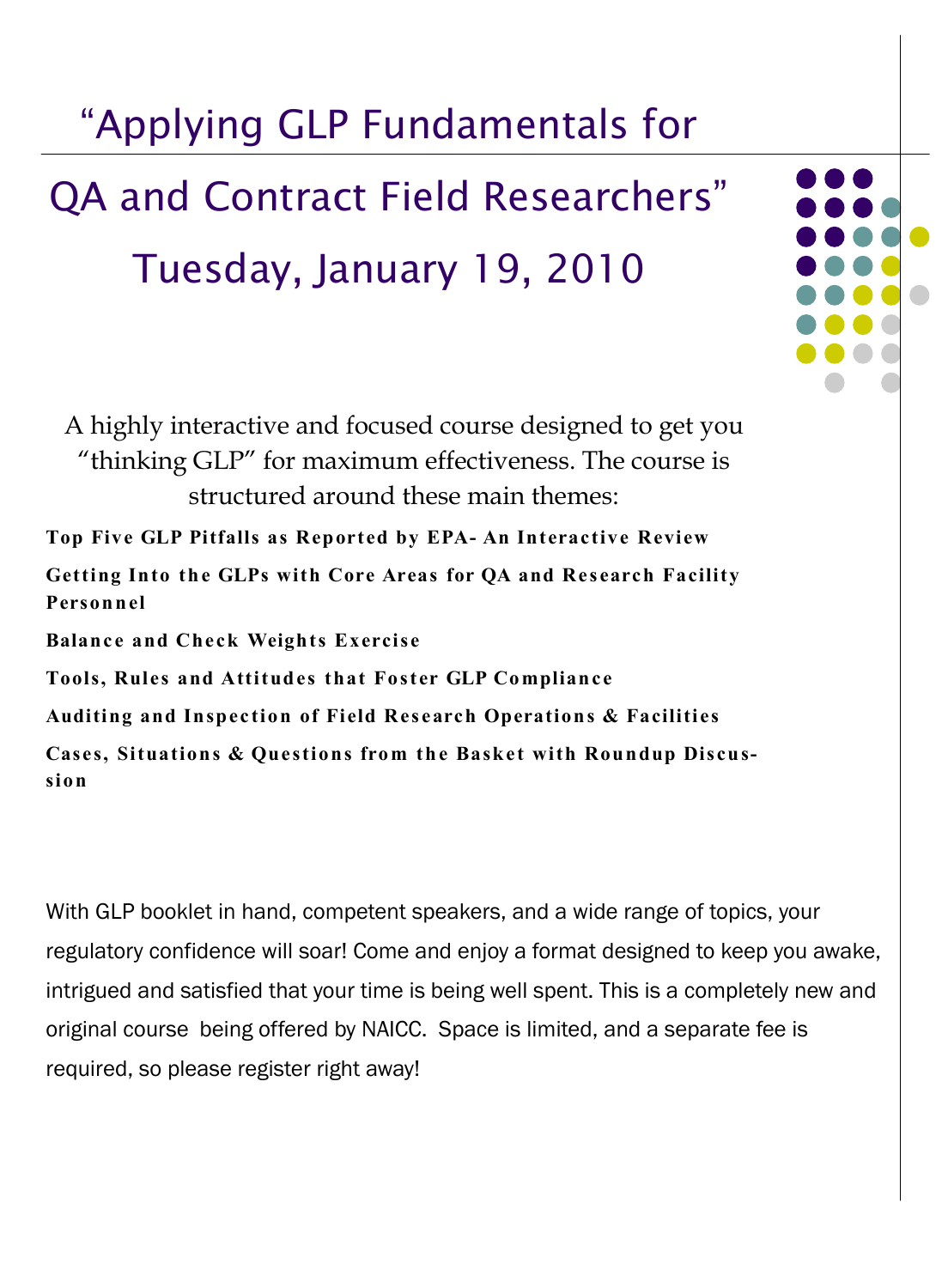# "Applying GLP Fundamentals for QA and Contract Field Researchers"

## Tuesday, January 19, 2010

A highly interactive and focused course designed to get you "thinking GLP" for maximum effectiveness. The course is structured around these main themes:

**Top Five GLP Pitfalls as Reported by EPA- An Interactive Review**

**Getting Into the GLPs with Core Areas for QA and Research Facility Personnel**

**Balance and Check Weights Exercise**

**Tools, Rules and Attitudes that Foster GLP Compliance**

**Auditing and Inspection of Field Research Operations & Facilities**

**Cases, Situations & Questions from the Basket with Roundup Discussion**

With GLP booklet in hand, competent speakers, and a wide range of topics, your regulatory confidence will soar! Come and enjoy a format designed to keep you awake, intrigued and satisfied that your time is being well spent. This is a completely new and original course being offered by NAICC. Space is limited, and a separate fee is required, so please register right away!